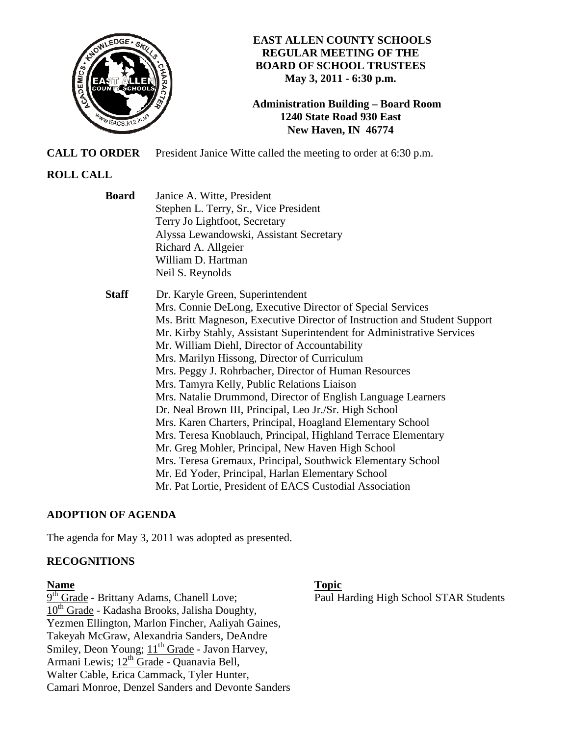# EAST ALLEN COUNTY SCHOOLS
## REGULAR MEETING OF THE BOARD OF SCHOOL TRUSTEES
**May 3, 2011 - 6:30 p.m.**

**Administration Building – Board Room**
**1240 State Road 930 East**
**New Haven, IN 46774**

**CALL TO ORDER** President Janice Witte called the meeting to order at 6:30 p.m.

**ROLL CALL**

**Board**
Janice A. Witte, President
Stephen L. Terry, Sr., Vice President
Terry Jo Lightfoot, Secretary
Alyssa Lewandowski, Assistant Secretary
Richard A. Allgeier
William D. Hartman
Neil S. Reynolds

**Staff**
Dr. Karyle Green, Superintendent
Mrs. Connie DeLong, Executive Director of Special Services
Ms. Britt Magneson, Executive Director of Instruction and Student Support
Mr. Kirby Stahly, Assistant Superintendent for Administrative Services
Mr. William Diehl, Director of Accountability
Mrs. Marilyn Hissong, Director of Curriculum
Mrs. Peggy J. Rohrbacher, Director of Human Resources
Mrs. Tamyra Kelly, Public Relations Liaison
Mrs. Natalie Drummond, Director of English Language Learners
Dr. Neal Brown III, Principal, Leo Jr./Sr. High School
Mrs. Karen Charters, Principal, Hoagland Elementary School
Mrs. Teresa Knoblauch, Principal, Highland Terrace Elementary
Mr. Greg Mohler, Principal, New Haven High School
Mrs. Teresa Gremaux, Principal, Southwick Elementary School
Mr. Ed Yoder, Principal, Harlan Elementary School
Mr. Pat Lortie, President of EACS Custodial Association

**ADOPTION OF AGENDA**

The agenda for May 3, 2011 was adopted as presented.

**RECOGNITIONS**

| **Name** | **Topic** |
|---|---|
| 9th Grade - Brittany Adams, Chanell Love; 10th Grade - Kadasha Brooks, Jalisha Doughty, Yezmen Ellington, Marlon Fincher, Aaliyah Gaines, Takeyah McGraw, Alexandria Sanders, DeAndre Smiley, Deon Young; 11th Grade - Javon Harvey, Armani Lewis; 12th Grade - Quanavia Bell, Walter Cable, Erica Cammack, Tyler Hunter, Camari Monroe, Denzel Sanders and Devonte Sanders | Paul Harding High School STAR Students |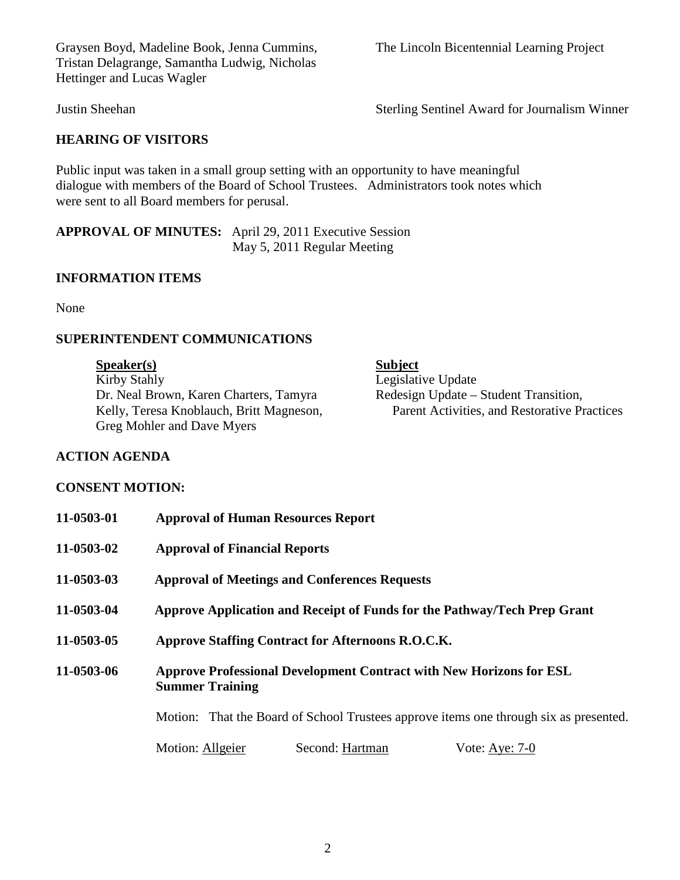Graysen Boyd, Madeline Book, Jenna Cummins, Tristan Delagrange, Samantha Ludwig, Nicholas Hettinger and Lucas Wagler — The Lincoln Bicentennial Learning Project

Justin Sheehan — Sterling Sentinel Award for Journalism Winner

## HEARING OF VISITORS

Public input was taken in a small group setting with an opportunity to have meaningful dialogue with members of the Board of School Trustees. Administrators took notes which were sent to all Board members for perusal.

**APPROVAL OF MINUTES:** April 29, 2011 Executive Session
May 5, 2011 Regular Meeting

## INFORMATION ITEMS

None

## SUPERINTENDENT COMMUNICATIONS

| Speaker(s) | Subject |
| --- | --- |
| Kirby Stahly | Legislative Update |
| Dr. Neal Brown, Karen Charters, Tamyra Kelly, Teresa Knoblauch, Britt Magneson, Greg Mohler and Dave Myers | Redesign Update – Student Transition, Parent Activities, and Restorative Practices |

## ACTION AGENDA

## CONSENT MOTION:

**11-0503-01 Approval of Human Resources Report**

**11-0503-02 Approval of Financial Reports**

**11-0503-03 Approval of Meetings and Conferences Requests**

**11-0503-04 Approve Application and Receipt of Funds for the Pathway/Tech Prep Grant**

**11-0503-05 Approve Staffing Contract for Afternoons R.O.C.K.**

**11-0503-06 Approve Professional Development Contract with New Horizons for ESL Summer Training**

Motion: That the Board of School Trustees approve items one through six as presented.

Motion: Allgeier Second: Hartman Vote: Aye: 7-0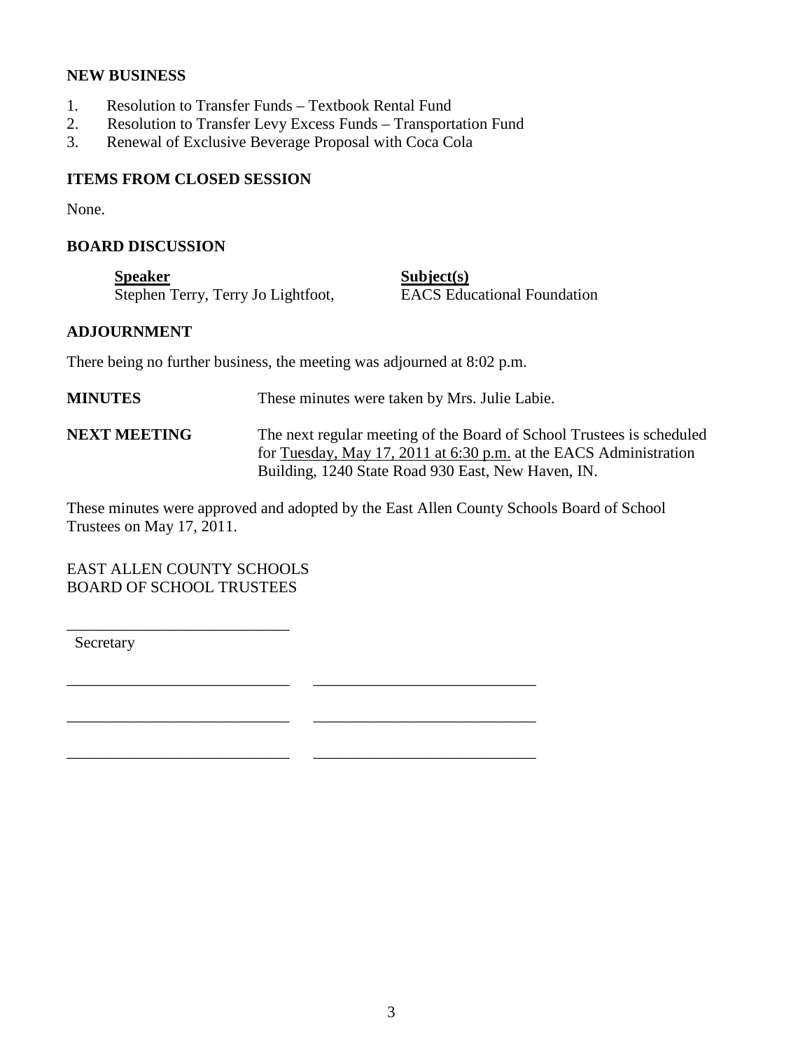**NEW BUSINESS**

1. Resolution to Transfer Funds – Textbook Rental Fund
2. Resolution to Transfer Levy Excess Funds – Transportation Fund
3. Renewal of Exclusive Beverage Proposal with Coca Cola

**ITEMS FROM CLOSED SESSION**

None.

**BOARD DISCUSSION**

| **Speaker** | **Subject(s)** |
| --- | --- |
| Stephen Terry, Terry Jo Lightfoot, | EACS Educational Foundation |

**ADJOURNMENT**

There being no further business, the meeting was adjourned at 8:02 p.m.

**MINUTES** These minutes were taken by Mrs. Julie Labie.

**NEXT MEETING** The next regular meeting of the Board of School Trustees is scheduled for Tuesday, May 17, 2011 at 6:30 p.m. at the EACS Administration Building, 1240 State Road 930 East, New Haven, IN.

These minutes were approved and adopted by the East Allen County Schools Board of School Trustees on May 17, 2011.

EAST ALLEN COUNTY SCHOOLS
BOARD OF SCHOOL TRUSTEES

\_\_\_\_\_\_\_\_\_\_\_\_\_\_\_\_\_\_\_\_\_\_\_\_\_\_\_\_
Secretary

\_\_\_\_\_\_\_\_\_\_\_\_\_\_\_\_\_\_\_\_\_\_\_\_\_\_\_\_ \_\_\_\_\_\_\_\_\_\_\_\_\_\_\_\_\_\_\_\_\_\_\_\_\_\_\_\_

\_\_\_\_\_\_\_\_\_\_\_\_\_\_\_\_\_\_\_\_\_\_\_\_\_\_\_\_ \_\_\_\_\_\_\_\_\_\_\_\_\_\_\_\_\_\_\_\_\_\_\_\_\_\_\_\_

\_\_\_\_\_\_\_\_\_\_\_\_\_\_\_\_\_\_\_\_\_\_\_\_\_\_\_\_ \_\_\_\_\_\_\_\_\_\_\_\_\_\_\_\_\_\_\_\_\_\_\_\_\_\_\_\_